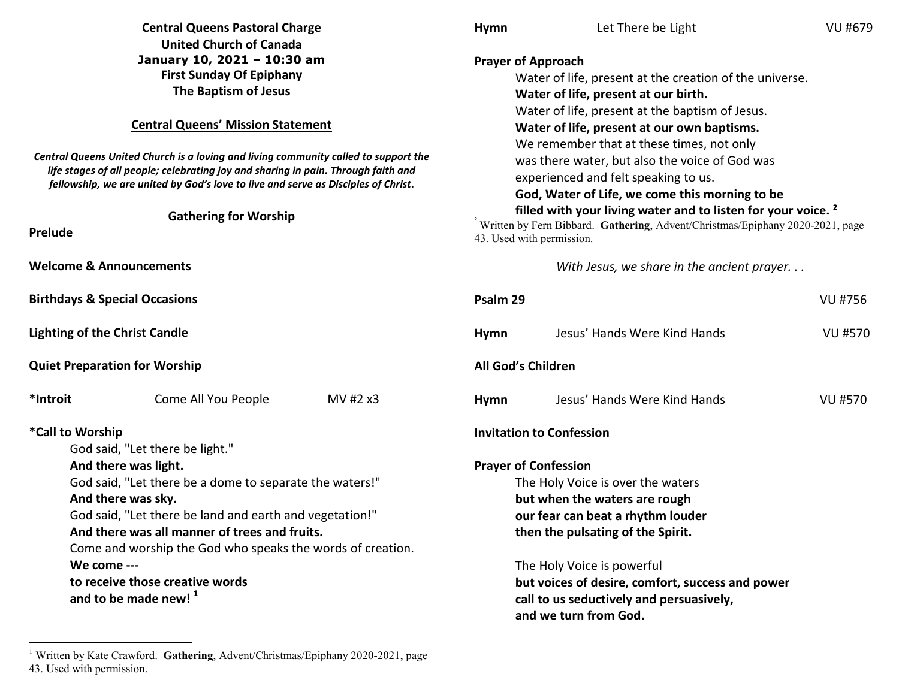**Central Queens Pastoral Charge**
**United Church of Canada**
**January 10, 2021 – 10:30 am**
**First Sunday Of Epiphany**
**The Baptism of Jesus**

## Central Queens' Mission Statement

***Central Queens United Church is a loving and living community called to support the life stages of all people; celebrating joy and sharing in pain. Through faith and fellowship, we are united by God's love to live and serve as Disciples of Christ.***

### Gathering for Worship

**Prelude**

**Welcome & Announcements**

**Birthdays & Special Occasions**

**Lighting of the Christ Candle**

**Quiet Preparation for Worship**

**\*Introit** Come All You People MV #2 x3

**\*Call to Worship**

God said, "Let there be light."
**And there was light.**
God said, "Let there be a dome to separate the waters!"
**And there was sky.**
God said, "Let there be land and earth and vegetation!"
**And there was all manner of trees and fruits.**
Come and worship the God who speaks the words of creation.
**We come ---**
**to receive those creative words**
**and to be made new!** [1]

[1] Written by Kate Crawford. **Gathering**, Advent/Christmas/Epiphany 2020-2021, page 43. Used with permission.

**Hymn** Let There be Light VU #679

**Prayer of Approach**

Water of life, present at the creation of the universe.
**Water of life, present at our birth.**
Water of life, present at the baptism of Jesus.
**Water of life, present at our own baptisms.**
We remember that at these times, not only
was there water, but also the voice of God was
experienced and felt speaking to us.
**God, Water of Life, we come this morning to be**
**filled with your living water and to listen for your voice.** [2]

[2] Written by Fern Bibbard. **Gathering**, Advent/Christmas/Epiphany 2020-2021, page 43. Used with permission.

*With Jesus, we share in the ancient prayer. . .*

**Psalm 29** VU #756

**Hymn** Jesus' Hands Were Kind Hands VU #570

**All God's Children**

**Hymn** Jesus' Hands Were Kind Hands VU #570

**Invitation to Confession**

**Prayer of Confession**

The Holy Voice is over the waters
**but when the waters are rough**
**our fear can beat a rhythm louder**
**then the pulsating of the Spirit.**

The Holy Voice is powerful
**but voices of desire, comfort, success and power**
**call to us seductively and persuasively,**
**and we turn from God.**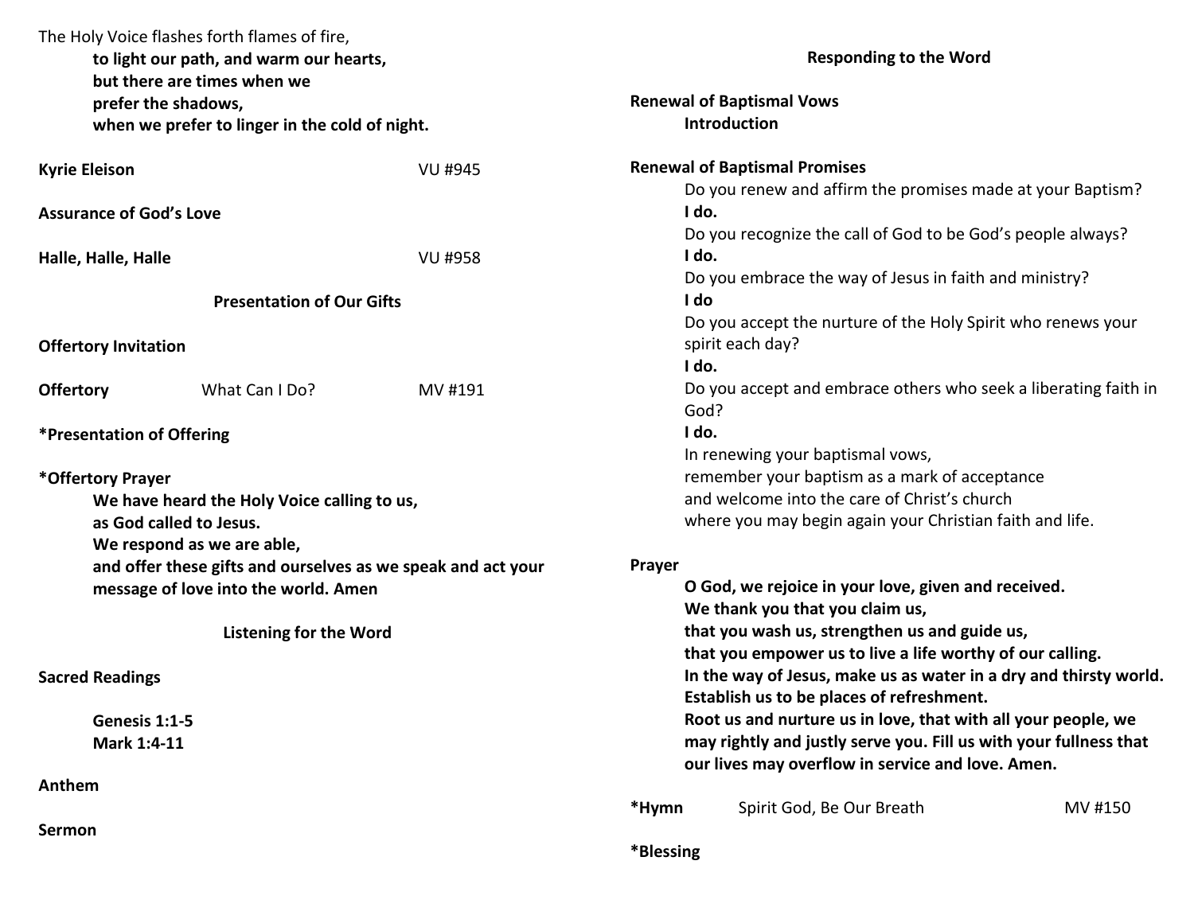The Holy Voice flashes forth flames of fire,

**to light our path, and warm our hearts,**
**but there are times when we**
**prefer the shadows,**
**when we prefer to linger in the cold of night.**

**Kyrie Eleison** VU #945

**Assurance of God's Love**

**Halle, Halle, Halle** VU #958

### Presentation of Our Gifts

**Offertory Invitation**

**Offertory** What Can I Do? MV #191

**\*Presentation of Offering**

**\*Offertory Prayer**

**We have heard the Holy Voice calling to us,**
**as God called to Jesus.**
**We respond as we are able,**
**and offer these gifts and ourselves as we speak and act your message of love into the world. Amen**

### Listening for the Word

**Sacred Readings**

**Genesis 1:1-5**
**Mark 1:4-11**

**Anthem**

**Sermon**

### Responding to the Word

**Renewal of Baptismal Vows**
**Introduction**

**Renewal of Baptismal Promises**

Do you renew and affirm the promises made at your Baptism?
**I do.**
Do you recognize the call of God to be God's people always?
**I do.**
Do you embrace the way of Jesus in faith and ministry?
**I do**
Do you accept the nurture of the Holy Spirit who renews your spirit each day?
**I do.**
Do you accept and embrace others who seek a liberating faith in God?
**I do.**
In renewing your baptismal vows,
remember your baptism as a mark of acceptance
and welcome into the care of Christ's church
where you may begin again your Christian faith and life.

**Prayer**

**O God, we rejoice in your love, given and received.**
**We thank you that you claim us,**
**that you wash us, strengthen us and guide us,**
**that you empower us to live a life worthy of our calling.**
**In the way of Jesus, make us as water in a dry and thirsty world.**
**Establish us to be places of refreshment.**
**Root us and nurture us in love, that with all your people, we may rightly and justly serve you. Fill us with your fullness that our lives may overflow in service and love. Amen.**

**\*Hymn** Spirit God, Be Our Breath MV #150

**\*Blessing**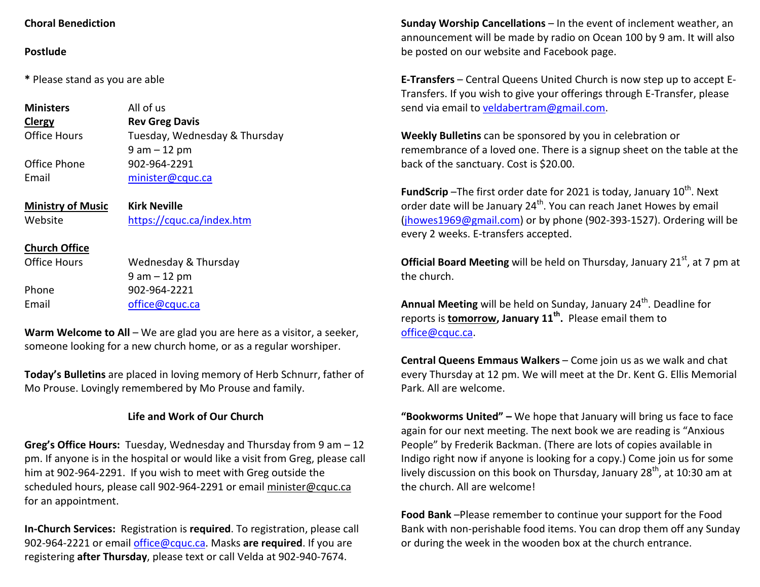**Choral Benediction**

**Postlude**

**\*** Please stand as you are able

| | |
|---|---|
| **Ministers** | All of us |
| **Clergy** | **Rev Greg Davis** |
| Office Hours | Tuesday, Wednesday & Thursday 9 am – 12 pm |
| Office Phone | 902-964-2291 |
| Email | minister@cquc.ca |

| | |
|---|---|
| **Ministry of Music** | **Kirk Neville** |
| Website | https://cquc.ca/index.htm |

| | |
|---|---|
| **Church Office** | |
| Office Hours | Wednesday & Thursday 9 am – 12 pm |
| Phone | 902-964-2221 |
| Email | office@cquc.ca |

**Warm Welcome to All** – We are glad you are here as a visitor, a seeker, someone looking for a new church home, or as a regular worshiper.

**Today's Bulletins** are placed in loving memory of Herb Schnurr, father of Mo Prouse. Lovingly remembered by Mo Prouse and family.

## Life and Work of Our Church

**Greg's Office Hours:** Tuesday, Wednesday and Thursday from 9 am – 12 pm. If anyone is in the hospital or would like a visit from Greg, please call him at 902-964-2291. If you wish to meet with Greg outside the scheduled hours, please call 902-964-2291 or email minister@cquc.ca for an appointment.

**In-Church Services:** Registration is **required**. To registration, please call 902-964-2221 or email office@cquc.ca. Masks **are required**. If you are registering **after Thursday**, please text or call Velda at 902-940-7674.

**Sunday Worship Cancellations** – In the event of inclement weather, an announcement will be made by radio on Ocean 100 by 9 am. It will also be posted on our website and Facebook page.

**E-Transfers** – Central Queens United Church is now step up to accept E-Transfers. If you wish to give your offerings through E-Transfer, please send via email to veldabertram@gmail.com.

**Weekly Bulletins** can be sponsored by you in celebration or remembrance of a loved one. There is a signup sheet on the table at the back of the sanctuary. Cost is $20.00.

**FundScrip** –The first order date for 2021 is today, January 10th. Next order date will be January 24th. You can reach Janet Howes by email (jhowes1969@gmail.com) or by phone (902-393-1527). Ordering will be every 2 weeks. E-transfers accepted.

**Official Board Meeting** will be held on Thursday, January 21st, at 7 pm at the church.

**Annual Meeting** will be held on Sunday, January 24th. Deadline for reports is **tomorrow, January 11th.** Please email them to office@cquc.ca.

**Central Queens Emmaus Walkers** – Come join us as we walk and chat every Thursday at 12 pm. We will meet at the Dr. Kent G. Ellis Memorial Park. All are welcome.

**"Bookworms United" –** We hope that January will bring us face to face again for our next meeting. The next book we are reading is "Anxious People" by Frederik Backman. (There are lots of copies available in Indigo right now if anyone is looking for a copy.) Come join us for some lively discussion on this book on Thursday, January 28th, at 10:30 am at the church. All are welcome!

**Food Bank** –Please remember to continue your support for the Food Bank with non-perishable food items. You can drop them off any Sunday or during the week in the wooden box at the church entrance.